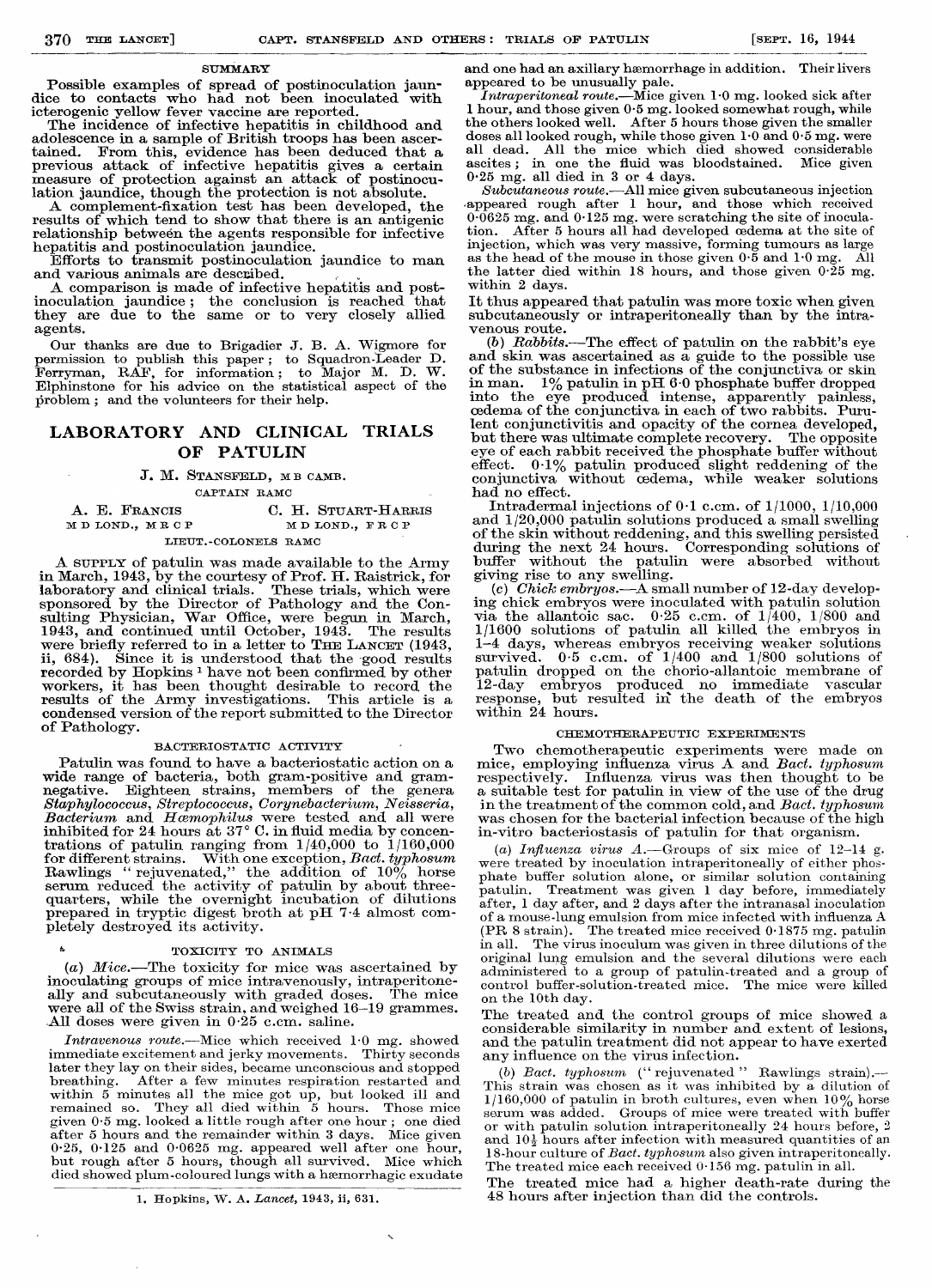### SUMMARY

Possible examples of spread of postinoculation jaundice to contacts who had not been inoculated with icterogenic yellow fever vaccine are reported.

The incidence of infective hepatitis in childhood and adolescence in a sample of British troops has been ascertained. From this, evidence has been deduced that a previous attack of infective hepatitis gives a certain measure of protection against an attack of postinoculation jaundice, though the protection is not absolute.

A complement-fixation test has been developed, the results of which tend to show that there is an antigenic relationship between the agents responsible for infective hepatitis and postinoculation jaundice.

Efforts to transmit postinoculation jaundice to man and various animals are described.

A comparison is made of infective hepatitis and postinoculation jaundice; the conclusion is reached that they are due to the same or to very closely allied agents.

Our thanks are due to Brigadier J. B. A. Wigmore for permission to publish this paper; to Squadron-Leader D. Ferryman, RAF, for information; to Major M. D. W. Elphinstone for his advice on the statistical aspect of the problem; and the volunteers for their help.

# LABORATORY AND CLINICAL TRIALS OF PATULIN

J. M. STANSFELD, M B CAMB.
CAPTAIN RAMC

A. E. FRANCIS, M D LOND., M R C P
C. H. STUART-HARRIS, M D LOND., F R C P
LIEUT.-COLONELS RAMC

A SUPPLY of patulin was made available to the Army in March, 1943, by the courtesy of Prof. H. Raistrick, for laboratory and clinical trials. These trials, which were sponsored by the Director of Pathology and the Consulting Physician, War Office, were begun in March, 1943, and continued until October, 1943. The results were briefly referred to in a letter to THE LANCET (1943, ii, 684). Since it is understood that the good results recorded by Hopkins[1] have not been confirmed by other workers, it has been thought desirable to record the results of the Army investigations. This article is a condensed version of the report submitted to the Director of Pathology.

### BACTERIOSTATIC ACTIVITY

Patulin was found to have a bacteriostatic action on a wide range of bacteria, both gram-positive and gram-negative. Eighteen strains, members of the genera *Staphylococcus*, *Streptococcus*, *Corynebacterium*, *Neisseria*, *Bacterium* and *Hæmophilus* were tested and all were inhibited for 24 hours at 37° C. in fluid media by concentrations of patulin ranging from 1/40,000 to 1/160,000 for different strains. With one exception, *Bact. typhosum* Rawlings "rejuvenated," the addition of 10% horse serum reduced the activity of patulin by about three-quarters, while the overnight incubation of dilutions prepared in tryptic digest broth at pH 7·4 almost completely destroyed its activity.

### TOXICITY TO ANIMALS

(*a*) *Mice*.—The toxicity for mice was ascertained by inoculating groups of mice intravenously, intraperitoneally and subcutaneously with graded doses. The mice were all of the Swiss strain, and weighed 16–19 grammes. All doses were given in 0·25 c.cm. saline.

*Intravenous route*.—Mice which received 1·0 mg. showed immediate excitement and jerky movements. Thirty seconds later they lay on their sides, became unconscious and stopped breathing. After a few minutes respiration restarted and within 5 minutes all the mice got up, but looked ill and remained so. They all died within 5 hours. Those mice given 0·5 mg. looked a little rough after one hour; one died after 5 hours and the remainder within 3 days. Mice given 0·25, 0·125 and 0·0625 mg. appeared well after one hour, but rough after 5 hours, though all survived. Mice which died showed plum-coloured lungs with a hæmorrhagic exudate and one had an axillary hæmorrhage in addition. Their livers appeared to be unusually pale.

*Intraperitoneal route*.—Mice given 1·0 mg. looked sick after 1 hour, and those given 0·5 mg. looked somewhat rough, while the others looked well. After 5 hours those given the smaller doses all looked rough, while those given 1·0 and 0·5 mg. were all dead. All the mice which died showed considerable ascites; in one the fluid was bloodstained. Mice given 0·25 mg. all died in 3 or 4 days.

*Subcutaneous route*.—All mice given subcutaneous injection appeared rough after 1 hour, and those which received 0·0625 mg. and 0·125 mg. were scratching the site of inoculation. After 5 hours all had developed œdema at the site of injection, which was very massive, forming tumours as large as the head of the mouse in those given 0·5 and 1·0 mg. All the latter died within 18 hours, and those given 0·25 mg. within 2 days.

It thus appeared that patulin was more toxic when given subcutaneously or intraperitoneally than by the intravenous route.

(*b*) *Rabbits*.—The effect of patulin on the rabbit's eye and skin was ascertained as a guide to the possible use of the substance in infections of the conjunctiva or skin in man. 1% patulin in pH 6·0 phosphate buffer dropped into the eye produced intense, apparently painless, œdema of the conjunctiva in each of two rabbits. Purulent conjunctivitis and opacity of the cornea developed, but there was ultimate complete recovery. The opposite eye of each rabbit received the phosphate buffer without effect. 0·1% patulin produced slight reddening of the conjunctiva without œdema, while weaker solutions had no effect.

Intradermal injections of 0·1 c.cm. of 1/1000, 1/10,000 and 1/20,000 patulin solutions produced a small swelling of the skin without reddening, and this swelling persisted during the next 24 hours. Corresponding solutions of buffer without the patulin were absorbed without giving rise to any swelling.

(*c*) *Chick embryos*.—A small number of 12-day developing chick embryos were inoculated with patulin solution via the allantoic sac. 0·25 c.cm. of 1/400, 1/800 and 1/1600 solutions of patulin all killed the embryos in 1–4 days, whereas embryos receiving weaker solutions survived. 0·5 c.cm. of 1/400 and 1/800 solutions of patulin dropped on the chorio-allantoic membrane of 12-day embryos produced no immediate vascular response, but resulted in the death of the embryos within 24 hours.

### CHEMOTHERAPEUTIC EXPERIMENTS

Two chemotherapeutic experiments were made on mice, employing influenza virus A and *Bact. typhosum* respectively. Influenza virus was then thought to be a suitable test for patulin in view of the use of the drug in the treatment of the common cold, and *Bact. typhosum* was chosen for the bacterial infection because of the high in-vitro bacteriostasis of patulin for that organism.

(*a*) *Influenza virus A*.—Groups of six mice of 12–14 g. were treated by inoculation intraperitoneally of either phosphate buffer solution alone, or similar solution containing patulin. Treatment was given 1 day before, immediately after, 1 day after, and 2 days after the intranasal inoculation of a mouse-lung emulsion from mice infected with influenza A (PR 8 strain). The treated mice received 0·1875 mg. patulin in all. The virus inoculum was given in three dilutions of the original lung emulsion and the several dilutions were each administered to a group of patulin-treated and a group of control buffer-solution-treated mice. The mice were killed on the 10th day.

The treated and the control groups of mice showed a considerable similarity in number and extent of lesions, and the patulin treatment did not appear to have exerted any influence on the virus infection.

(*b*) *Bact. typhosum* ("rejuvenated" Rawlings strain).—This strain was chosen as it was inhibited by a dilution of 1/160,000 of patulin in broth cultures, even when 10% horse serum was added. Groups of mice were treated with buffer or with patulin solution intraperitoneally 24 hours before, 2 and 10½ hours after infection with measured quantities of an 18-hour culture of *Bact. typhosum* also given intraperitoneally. The treated mice each received 0·156 mg. patulin in all.

The treated mice had a higher death-rate during the 48 hours after injection than did the controls.

---

1. Hopkins, W. A. *Lancet*, 1943, ii, 631.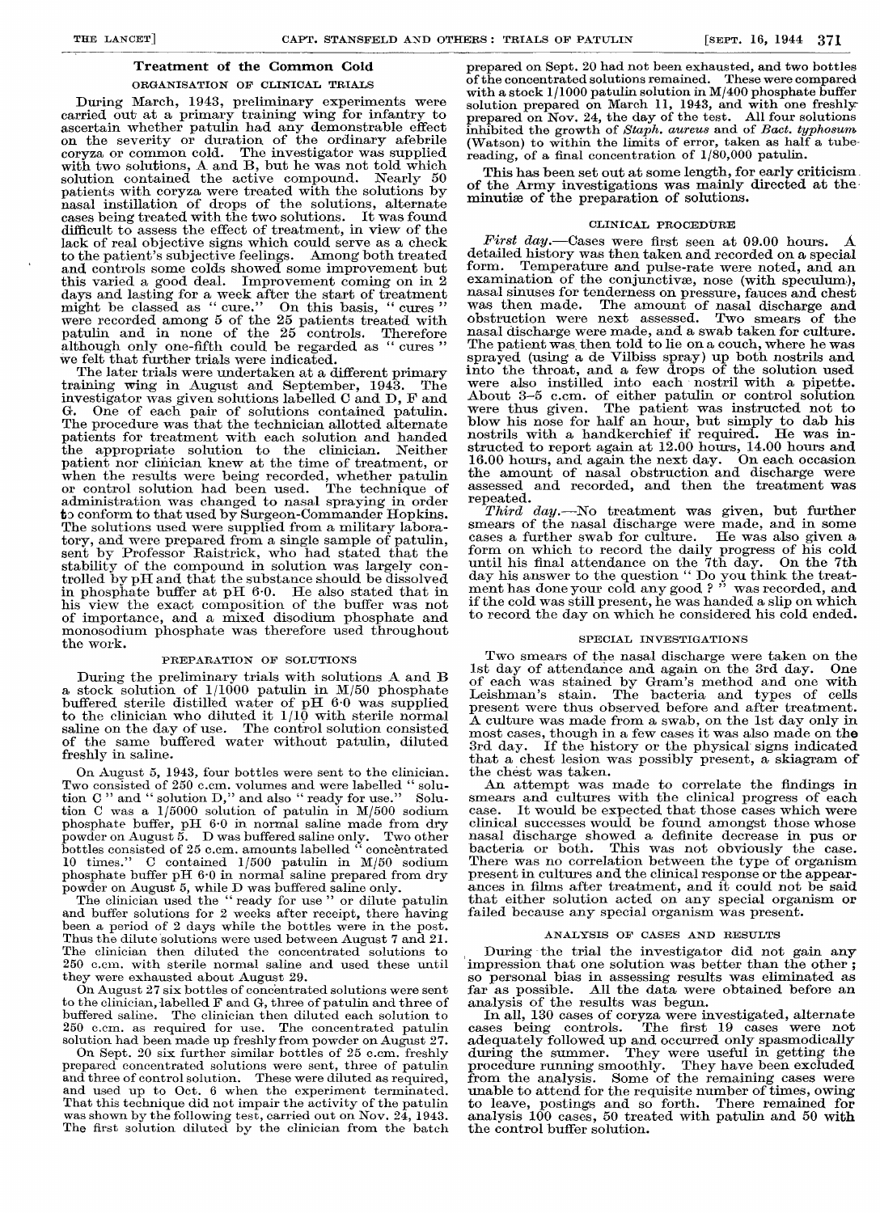## Treatment of the Common Cold

### ORGANISATION OF CLINICAL TRIALS

During March, 1943, preliminary experiments were carried out at a primary training wing for infantry to ascertain whether patulin had any demonstrable effect on the severity or duration of the ordinary afebrile coryza or common cold. The investigator was supplied with two solutions, A and B, but he was not told which solution contained the active compound. Nearly 50 patients with coryza were treated with the solutions by nasal instillation of drops of the solutions, alternate cases being treated with the two solutions. It was found difficult to assess the effect of treatment, in view of the lack of real objective signs which could serve as a check to the patient's subjective feelings. Among both treated and controls some colds showed some improvement but this varied a good deal. Improvement coming on in 2 days and lasting for a week after the start of treatment might be classed as "cure." On this basis, "cures" were recorded among 5 of the 25 patients treated with patulin and in none of the 25 controls. Therefore although only one-fifth could be regarded as "cures" we felt that further trials were indicated.

The later trials were undertaken at a different primary training wing in August and September, 1943. The investigator was given solutions labelled C and D, F and G. One of each pair of solutions contained patulin. The procedure was that the technician allotted alternate patients for treatment with each solution and handed the appropriate solution to the clinician. Neither patient nor clinician knew at the time of treatment, or when the results were being recorded, whether patulin or control solution had been used. The technique of administration was changed to nasal spraying in order to conform to that used by Surgeon-Commander Hopkins. The solutions used were supplied from a military laboratory, and were prepared from a single sample of patulin, sent by Professor Raistrick, who had stated that the stability of the compound in solution was largely controlled by pH and that the substance should be dissolved in phosphate buffer at pH 6·0. He also stated that in his view the exact composition of the buffer was not of importance, and a mixed disodium phosphate and monosodium phosphate was therefore used throughout the work.

### PREPARATION OF SOLUTIONS

During the preliminary trials with solutions A and B a stock solution of 1/1000 patulin in M/50 phosphate buffered sterile distilled water of pH 6·0 was supplied to the clinician who diluted it 1/10 with sterile normal saline on the day of use. The control solution consisted of the same buffered water without patulin, diluted freshly in saline.

On August 5, 1943, four bottles were sent to the clinician. Two consisted of 250 c.cm. volumes and were labelled "solution C" and "solution D," and also "ready for use." Solution C was a 1/5000 solution of patulin in M/500 sodium phosphate buffer, pH 6·0 in normal saline made from dry powder on August 5. D was buffered saline only. Two other bottles consisted of 25 c.cm. amounts labelled "concentrated 10 times." C contained 1/500 patulin in M/50 sodium phosphate buffer pH 6·0 in normal saline prepared from dry powder on August 5, while D was buffered saline only.

The clinician used the "ready for use" or dilute patulin and buffer solutions for 2 weeks after receipt, there having been a period of 2 days while the bottles were in the post. Thus the dilute solutions were used between August 7 and 21. The clinician then diluted the concentrated solutions to 250 c.cm. with sterile normal saline and used these until they were exhausted about August 29.

On August 27 six bottles of concentrated solutions were sent to the clinician, labelled F and G, three of patulin and three of buffered saline. The clinician then diluted each solution to 250 c.cm. as required for use. The concentrated patulin solution had been made up freshly from powder on August 27.

On Sept. 20 six further similar bottles of 25 c.cm. freshly prepared concentrated solutions were sent, three of patulin and three of control solution. These were diluted as required, and used up to Oct. 6 when the experiment terminated. That this technique did not impair the activity of the patulin was shown by the following test, carried out on Nov. 24, 1943. The first solution diluted by the clinician from the batch prepared on Sept. 20 had not been exhausted, and two bottles of the concentrated solutions remained. These were compared with a stock 1/1000 patulin solution in M/400 phosphate buffer solution prepared on March 11, 1943, and with one freshly prepared on Nov. 24, the day of the test. All four solutions inhibited the growth of *Staph. aureus* and of *Bact. typhosum* (Watson) to within the limits of error, taken as half a tube-reading, of a final concentration of 1/80,000 patulin.

This has been set out at some length, for early criticism of the Army investigations was mainly directed at the minutiæ of the preparation of solutions.

### CLINICAL PROCEDURE

*First day.*—Cases were first seen at 09.00 hours. A detailed history was then taken and recorded on a special form. Temperature and pulse-rate were noted, and an examination of the conjunctivæ, nose (with speculum), nasal sinuses for tenderness on pressure, fauces and chest was then made. The amount of nasal discharge and obstruction were next assessed. Two smears of the nasal discharge were made, and a swab taken for culture. The patient was then told to lie on a couch, where he was sprayed (using a de Vilbiss spray) up both nostrils and into the throat, and a few drops of the solution used were also instilled into each nostril with a pipette. About 3–5 c.cm. of either patulin or control solution were thus given. The patient was instructed not to blow his nose for half an hour, but simply to dab his nostrils with a handkerchief if required. He was instructed to report again at 12.00 hours, 14.00 hours and 16.00 hours, and again the next day. On each occasion the amount of nasal obstruction and discharge were assessed and recorded, and then the treatment was repeated.

*Third day.*—No treatment was given, but further smears of the nasal discharge were made, and in some cases a further swab for culture. He was also given a form on which to record the daily progress of his cold until his final attendance on the 7th day. On the 7th day his answer to the question "Do you think the treatment has done your cold any good?" was recorded, and if the cold was still present, he was handed a slip on which to record the day on which he considered his cold ended.

### SPECIAL INVESTIGATIONS

Two smears of the nasal discharge were taken on the 1st day of attendance and again on the 3rd day. One of each was stained by Gram's method and one with Leishman's stain. The bacteria and types of cells present were thus observed before and after treatment. A culture was made from a swab, on the 1st day only in most cases, though in a few cases it was also made on the 3rd day. If the history or the physical signs indicated that a chest lesion was possibly present, a skiagram of the chest was taken.

An attempt was made to correlate the findings in smears and cultures with the clinical progress of each case. It would be expected that those cases which were clinical successes would be found amongst those whose nasal discharge showed a definite decrease in pus or bacteria or both. This was not obviously the case. There was no correlation between the type of organism present in cultures and the clinical response or the appearances in films after treatment, and it could not be said that either solution acted on any special organism or failed because any special organism was present.

### ANALYSIS OF CASES AND RESULTS

During the trial the investigator did not gain any impression that one solution was better than the other; so personal bias in assessing results was eliminated as far as possible. All the data were obtained before an analysis of the results was begun.

In all, 130 cases of coryza were investigated, alternate cases being controls. The first 19 cases were not adequately followed up and occurred only spasmodically during the summer. They were useful in getting the procedure running smoothly. They have been excluded from the analysis. Some of the remaining cases were unable to attend for the requisite number of times, owing to leave, postings and so forth. There remained for analysis 100 cases, 50 treated with patulin and 50 with the control buffer solution.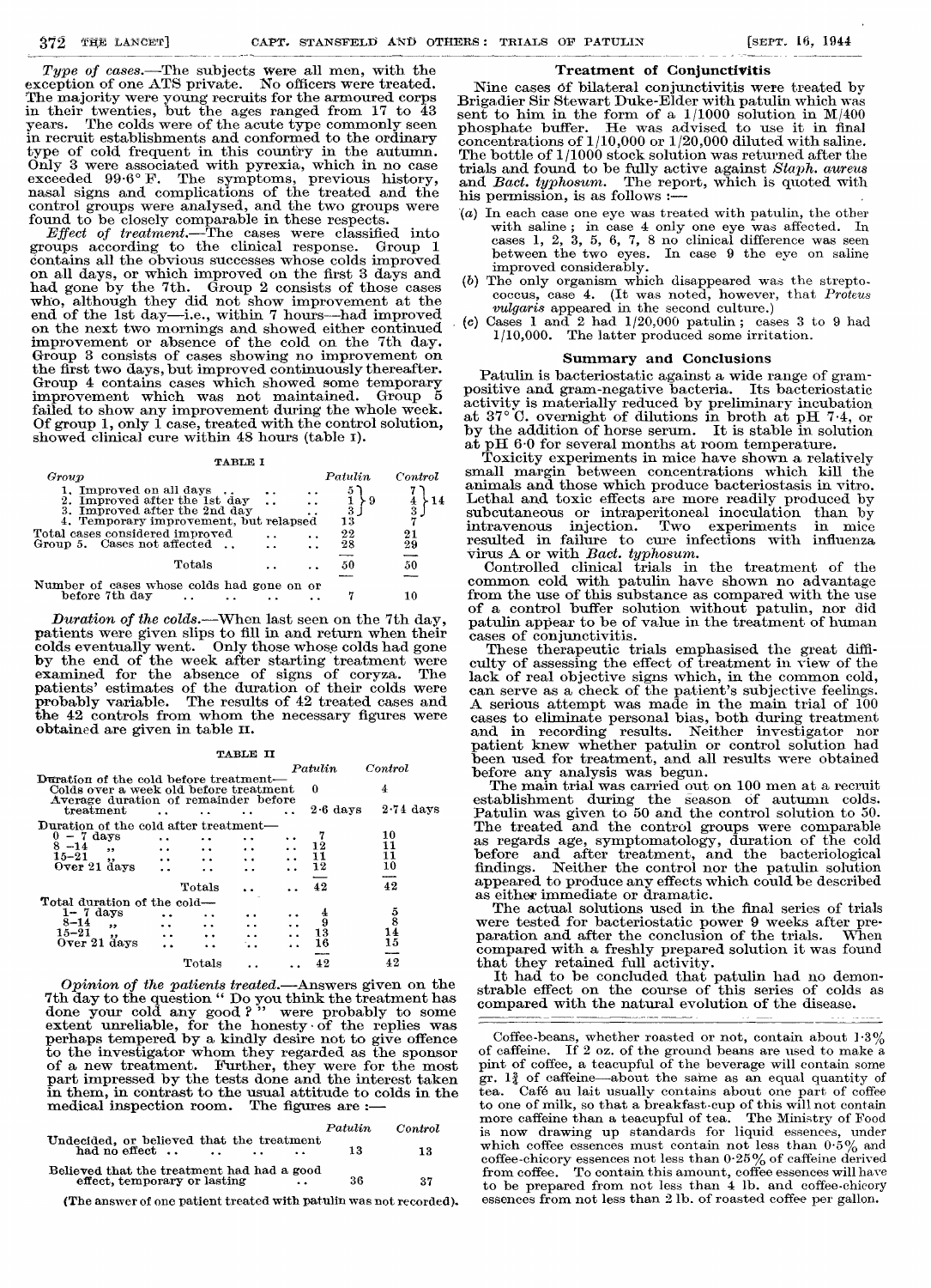*Type of cases.*—The subjects were all men, with the exception of one ATS private. No officers were treated. The majority were young recruits for the armoured corps in their twenties, but the ages ranged from 17 to 43 years. The colds were of the acute type commonly seen in recruit establishments and conformed to the ordinary type of cold frequent in this country in the autumn. Only 3 were associated with pyrexia, which in no case exceeded 99·6° F. The symptoms, previous history, nasal signs and complications of the treated and the control groups were analysed, and the two groups were found to be closely comparable in these respects.

*Effect of treatment.*—The cases were classified into groups according to the clinical response. Group 1 contains all the obvious successes whose colds improved on all days, or which improved on the first 3 days and had gone by the 7th. Group 2 consists of those cases who, although they did not show improvement at the end of the 1st day—i.e., within 7 hours—had improved on the next two mornings and showed either continued improvement or absence of the cold on the 7th day. Group 3 consists of cases showing no improvement on the first two days, but improved continuously thereafter. Group 4 contains cases which showed some temporary improvement which was not maintained. Group 5 failed to show any improvement during the whole week. Of group 1, only 1 case, treated with the control solution, showed clinical cure within 48 hours (table I).

TABLE I

| Group | Patulin | | Control | |
|---|---|---|---|---|
| 1. Improved on all days | 5 | } 9 | 7 | } 14 |
| 2. Improved after the 1st day | 1 | | 4 | |
| 3. Improved after the 2nd day | 3 | | 3 | |
| 4. Temporary improvement, but relapsed | 13 | | 7 | |
| Total cases considered improved | 22 | | 21 | |
| Group 5. Cases not affected | 28 | | 29 | |
| Totals | 50 | | 50 | |
| Number of cases whose colds had gone on or before 7th day | 7 | | 10 | |

*Duration of the colds.*—When last seen on the 7th day, patients were given slips to fill in and return when their colds eventually went. Only those whose colds had gone by the end of the week after starting treatment were examined for the absence of signs of coryza. The patients' estimates of the duration of their colds were probably variable. The results of 42 treated cases and the 42 controls from whom the necessary figures were obtained are given in table II.

TABLE II

| | Patulin | Control |
|---|---|---|
| Duration of the cold before treatment— | | |
| Colds over a week old before treatment | 0 | 4 |
| Average duration of remainder before treatment | 2·6 days | 2·74 days |
| Duration of the cold after treatment— | | |
| 0 – 7 days | 7 | 10 |
| 8 –14 „ | 12 | 11 |
| 15–21 „ | 11 | 11 |
| Over 21 days | 12 | 10 |
| Totals | 42 | 42 |
| Total duration of the cold— | | |
| 1– 7 days | 4 | 5 |
| 8–14 „ | 9 | 8 |
| 15–21 „ | 13 | 14 |
| Over 21 days | 16 | 15 |
| Totals | 42 | 42 |

*Opinion of the patients treated.*—Answers given on the 7th day to the question "Do you think the treatment has done your cold any good?" were probably to some extent unreliable, for the honesty of the replies was perhaps tempered by a kindly desire not to give offence to the investigator whom they regarded as the sponsor of a new treatment. Further, they were for the most part impressed by the tests done and the interest taken in them, in contrast to the usual attitude to colds in the medical inspection room. The figures are :—

| | Patulin | Control |
|---|---|---|
| Undecided, or believed that the treatment had no effect | 13 | 13 |
| Believed that the treatment had had a good effect, temporary or lasting | 36 | 37 |

(The answer of one patient treated with patulin was not recorded).

### Treatment of Conjunctivitis

Nine cases of bilateral conjunctivitis were treated by Brigadier Sir Stewart Duke-Elder with patulin which was sent to him in the form of a 1/1000 solution in M/400 phosphate buffer. He was advised to use it in final concentrations of 1/10,000 or 1/20,000 diluted with saline. The bottle of 1/1000 stock solution was returned after the trials and found to be fully active against *Staph. aureus* and *Bact. typhosum*. The report, which is quoted with his permission, is as follows :—

(*a*) In each case one eye was treated with patulin, the other with saline ; in case 4 only one eye was affected. In cases 1, 2, 3, 5, 6, 7, 8 no clinical difference was seen between the two eyes. In case 9 the eye on saline improved considerably.

(*b*) The only organism which disappeared was the streptococcus, case 4. (It was noted, however, that *Proteus vulgaris* appeared in the second culture.)

(*c*) Cases 1 and 2 had 1/20,000 patulin ; cases 3 to 9 had 1/10,000. The latter produced some irritation.

### Summary and Conclusions

Patulin is bacteriostatic against a wide range of gram-positive and gram-negative bacteria. Its bacteriostatic activity is materially reduced by preliminary incubation at 37° C. overnight of dilutions in broth at pH 7·4, or by the addition of horse serum. It is stable in solution at pH 6·0 for several months at room temperature.

Toxicity experiments in mice have shown a relatively small margin between concentrations which kill the animals and those which produce bacteriostasis in vitro. Lethal and toxic effects are more readily produced by subcutaneous or intraperitoneal inoculation than by intravenous injection. Two experiments in mice resulted in failure to cure infections with influenza virus A or with *Bact. typhosum*.

Controlled clinical trials in the treatment of the common cold with patulin have shown no advantage from the use of this substance as compared with the use of a control buffer solution without patulin, nor did patulin appear to be of value in the treatment of human cases of conjunctivitis.

These therapeutic trials emphasised the great difficulty of assessing the effect of treatment in view of the lack of real objective signs which, in the common cold, can serve as a check of the patient's subjective feelings. A serious attempt was made in the main trial of 100 cases to eliminate personal bias, both during treatment and in recording results. Neither investigator nor patient knew whether patulin or control solution had been used for treatment, and all results were obtained before any analysis was begun.

The main trial was carried out on 100 men at a recruit establishment during the season of autumn colds. Patulin was given to 50 and the control solution to 50. The treated and the control groups were comparable as regards age, symptomatology, duration of the cold before and after treatment, and the bacteriological findings. Neither the control nor the patulin solution appeared to produce any effects which could be described as either immediate or dramatic.

The actual solutions used in the final series of trials were tested for bacteriostatic power 9 weeks after preparation and after the conclusion of the trials. When compared with a freshly prepared solution it was found that they retained full activity.

It had to be concluded that patulin had no demonstrable effect on the course of this series of colds as compared with the natural evolution of the disease.

---

Coffee-beans, whether roasted or not, contain about 1·3% of caffeine. If 2 oz. of the ground beans are used to make a pint of coffee, a teacupful of the beverage will contain some gr. 1¾ of caffeine—about the same as an equal quantity of tea. Café au lait usually contains about one part of coffee to one of milk, so that a breakfast-cup of this will not contain more caffeine than a teacupful of tea. The Ministry of Food is now drawing up standards for liquid essences, under which coffee essences must contain not less than 0·5% and coffee-chicory essences not less than 0·25% of caffeine derived from coffee. To contain this amount, coffee essences will have to be prepared from not less than 4 lb. and coffee-chicory essences from not less than 2 lb. of roasted coffee per gallon.